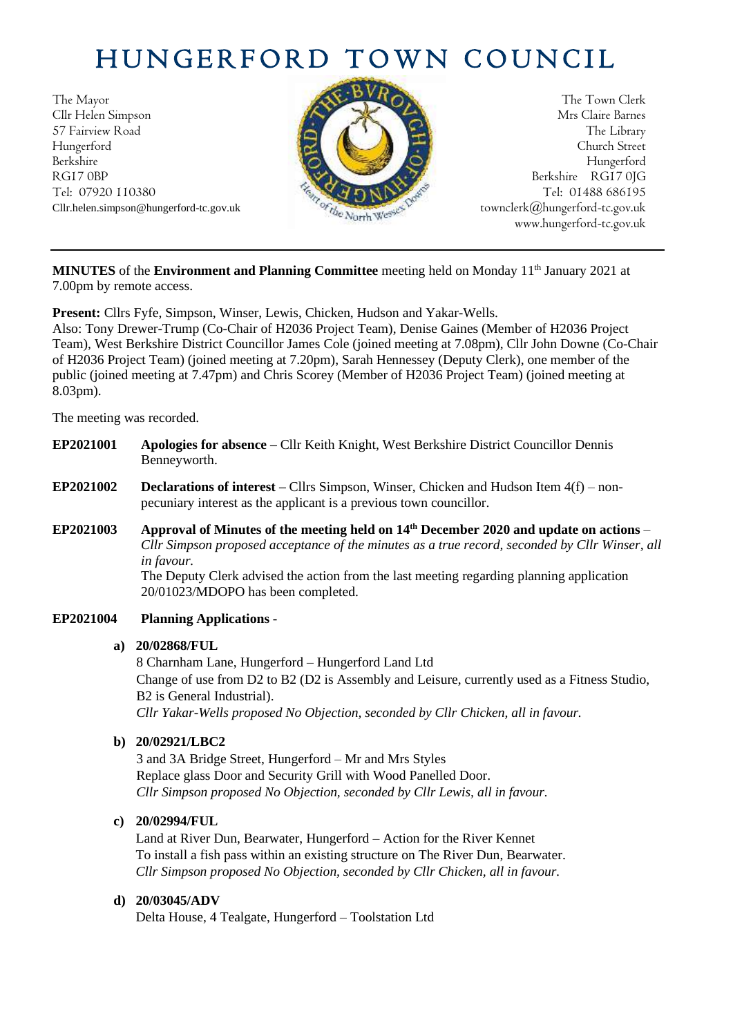# HUNGERFORD TOWN COUNCIL

The Mayor
Cllr Helen Simpson
57 Fairview Road
Hungerford
Berkshire
RG17 0BP
Tel: 07920 110380
Cllr.helen.simpson@hungerford-tc.gov.uk

The Town Clerk
Mrs Claire Barnes
The Library
Church Street
Hungerford
Berkshire RG17 0JG
Tel: 01488 686195
townclerk@hungerford-tc.gov.uk
www.hungerford-tc.gov.uk

---

**MINUTES** of the **Environment and Planning Committee** meeting held on Monday 11th January 2021 at 7.00pm by remote access.

**Present:** Cllrs Fyfe, Simpson, Winser, Lewis, Chicken, Hudson and Yakar-Wells.
Also: Tony Drewer-Trump (Co-Chair of H2036 Project Team), Denise Gaines (Member of H2036 Project Team), West Berkshire District Councillor James Cole (joined meeting at 7.08pm), Cllr John Downe (Co-Chair of H2036 Project Team) (joined meeting at 7.20pm), Sarah Hennessey (Deputy Clerk), one member of the public (joined meeting at 7.47pm) and Chris Scorey (Member of H2036 Project Team) (joined meeting at 8.03pm).

The meeting was recorded.

**EP2021001** **Apologies for absence –** Cllr Keith Knight, West Berkshire District Councillor Dennis Benneyworth.

**EP2021002** **Declarations of interest –** Cllrs Simpson, Winser, Chicken and Hudson Item 4(f) – non-pecuniary interest as the applicant is a previous town councillor.

**EP2021003** **Approval of Minutes of the meeting held on 14th December 2020 and update on actions** – *Cllr Simpson proposed acceptance of the minutes as a true record, seconded by Cllr Winser, all in favour.*
The Deputy Clerk advised the action from the last meeting regarding planning application 20/01023/MDOPO has been completed.

**EP2021004** **Planning Applications -**

**a) 20/02868/FUL**
8 Charnham Lane, Hungerford – Hungerford Land Ltd
Change of use from D2 to B2 (D2 is Assembly and Leisure, currently used as a Fitness Studio, B2 is General Industrial).
*Cllr Yakar-Wells proposed No Objection, seconded by Cllr Chicken, all in favour.*

**b) 20/02921/LBC2**
3 and 3A Bridge Street, Hungerford – Mr and Mrs Styles
Replace glass Door and Security Grill with Wood Panelled Door.
*Cllr Simpson proposed No Objection, seconded by Cllr Lewis, all in favour.*

**c) 20/02994/FUL**
Land at River Dun, Bearwater, Hungerford – Action for the River Kennet
To install a fish pass within an existing structure on The River Dun, Bearwater.
*Cllr Simpson proposed No Objection, seconded by Cllr Chicken, all in favour.*

**d) 20/03045/ADV**
Delta House, 4 Tealgate, Hungerford – Toolstation Ltd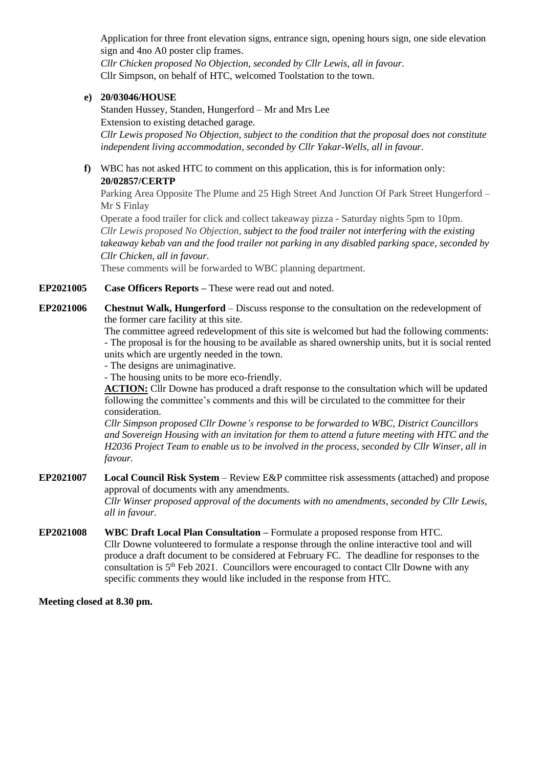Application for three front elevation signs, entrance sign, opening hours sign, one side elevation sign and 4no A0 poster clip frames.
*Cllr Chicken proposed No Objection, seconded by Cllr Lewis, all in favour.*
Cllr Simpson, on behalf of HTC, welcomed Toolstation to the town.

**e) 20/03046/HOUSE**
Standen Hussey, Standen, Hungerford – Mr and Mrs Lee
Extension to existing detached garage.
*Cllr Lewis proposed No Objection, subject to the condition that the proposal does not constitute independent living accommodation, seconded by Cllr Yakar-Wells, all in favour.*

**f)** WBC has not asked HTC to comment on this application, this is for information only:
**20/02857/CERTP**
Parking Area Opposite The Plume and 25 High Street And Junction Of Park Street Hungerford – Mr S Finlay
Operate a food trailer for click and collect takeaway pizza - Saturday nights 5pm to 10pm.
*Cllr Lewis proposed No Objection, subject to the food trailer not interfering with the existing takeaway kebab van and the food trailer not parking in any disabled parking space, seconded by Cllr Chicken, all in favour.*
These comments will be forwarded to WBC planning department.

**EP2021005** **Case Officers Reports –** These were read out and noted.

**EP2021006** **Chestnut Walk, Hungerford** – Discuss response to the consultation on the redevelopment of the former care facility at this site.
The committee agreed redevelopment of this site is welcomed but had the following comments:
- The proposal is for the housing to be available as shared ownership units, but it is social rented units which are urgently needed in the town.
- The designs are unimaginative.
- The housing units to be more eco-friendly.

**ACTION:** Cllr Downe has produced a draft response to the consultation which will be updated following the committee's comments and this will be circulated to the committee for their consideration.
*Cllr Simpson proposed Cllr Downe's response to be forwarded to WBC, District Councillors and Sovereign Housing with an invitation for them to attend a future meeting with HTC and the H2036 Project Team to enable us to be involved in the process, seconded by Cllr Winser, all in favour.*

**EP2021007** **Local Council Risk System** – Review E&P committee risk assessments (attached) and propose approval of documents with any amendments.
*Cllr Winser proposed approval of the documents with no amendments, seconded by Cllr Lewis, all in favour.*

**EP2021008** **WBC Draft Local Plan Consultation –** Formulate a proposed response from HTC.
Cllr Downe volunteered to formulate a response through the online interactive tool and will produce a draft document to be considered at February FC. The deadline for responses to the consultation is 5th Feb 2021. Councillors were encouraged to contact Cllr Downe with any specific comments they would like included in the response from HTC.

**Meeting closed at 8.30 pm.**